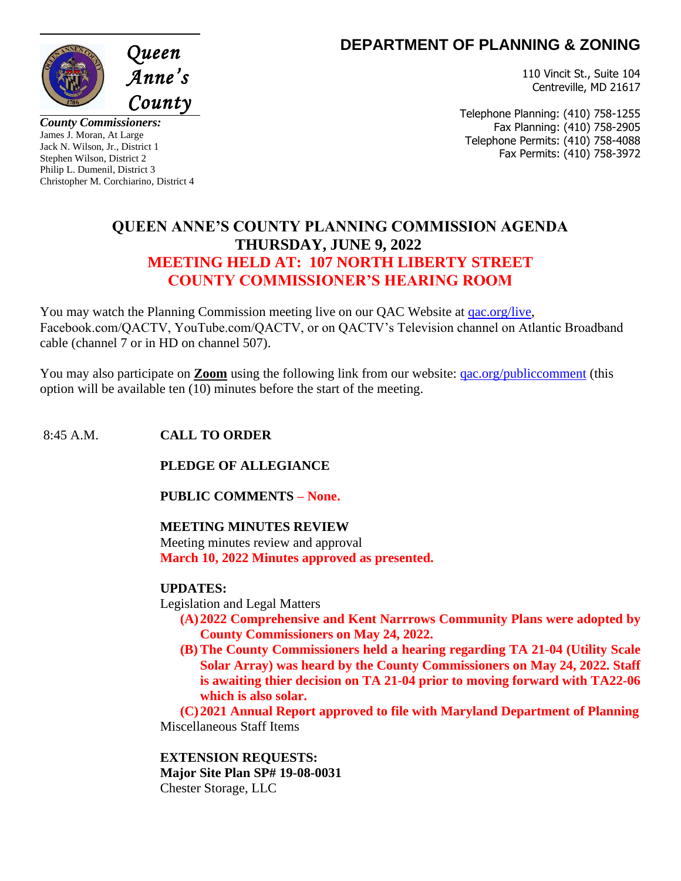Queen Anne's County

**DEPARTMENT OF PLANNING & ZONING**

110 Vincit St., Suite 104
Centreville, MD 21617

Telephone Planning: (410) 758-1255
Fax Planning: (410) 758-2905
Telephone Permits: (410) 758-4088
Fax Permits: (410) 758-3972

***County Commissioners:***
James J. Moran, At Large
Jack N. Wilson, Jr., District 1
Stephen Wilson, District 2
Philip L. Dumenil, District 3
Christopher M. Corchiarino, District 4

# QUEEN ANNE'S COUNTY PLANNING COMMISSION AGENDA
## THURSDAY, JUNE 9, 2022
## MEETING HELD AT: 107 NORTH LIBERTY STREET
## COUNTY COMMISSIONER'S HEARING ROOM

You may watch the Planning Commission meeting live on our QAC Website at qac.org/live, Facebook.com/QACTV, YouTube.com/QACTV, or on QACTV's Television channel on Atlantic Broadband cable (channel 7 or in HD on channel 507).

You may also participate on **Zoom** using the following link from our website: qac.org/publiccomment (this option will be available ten (10) minutes before the start of the meeting.

8:45 A.M. **CALL TO ORDER**

**PLEDGE OF ALLEGIANCE**

**PUBLIC COMMENTS – None.**

**MEETING MINUTES REVIEW**
Meeting minutes review and approval
**March 10, 2022 Minutes approved as presented.**

**UPDATES:**
Legislation and Legal Matters

**(A)** **2022 Comprehensive and Kent Narrows Community Plans were adopted by County Commissioners on May 24, 2022.**

**(B)** **The County Commissioners held a hearing regarding TA 21-04 (Utility Scale Solar Array) was heard by the County Commissioners on May 24, 2022. Staff is awaiting thier decision on TA 21-04 prior to moving forward with TA22-06 which is also solar.**

**(C)** **2021 Annual Report approved to file with Maryland Department of Planning**

Miscellaneous Staff Items

**EXTENSION REQUESTS:**
**Major Site Plan SP# 19-08-0031**
Chester Storage, LLC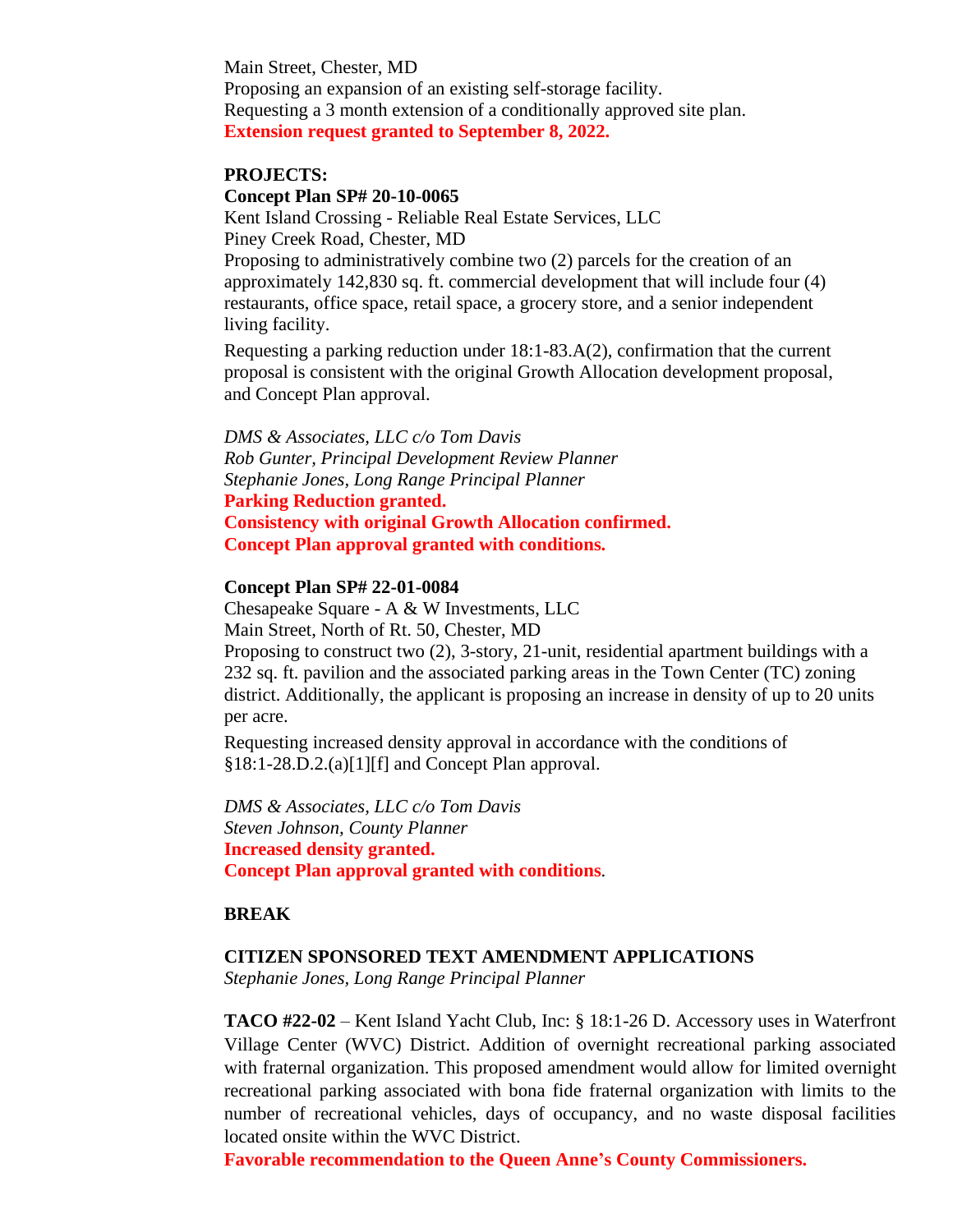Main Street, Chester, MD
Proposing an expansion of an existing self-storage facility.
Requesting a 3 month extension of a conditionally approved site plan.
**Extension request granted to September 8, 2022.**

**PROJECTS:**

**Concept Plan SP# 20-10-0065**
Kent Island Crossing - Reliable Real Estate Services, LLC
Piney Creek Road, Chester, MD
Proposing to administratively combine two (2) parcels for the creation of an approximately 142,830 sq. ft. commercial development that will include four (4) restaurants, office space, retail space, a grocery store, and a senior independent living facility.

Requesting a parking reduction under 18:1-83.A(2), confirmation that the current proposal is consistent with the original Growth Allocation development proposal, and Concept Plan approval.

*DMS & Associates, LLC c/o Tom Davis*
*Rob Gunter, Principal Development Review Planner*
*Stephanie Jones, Long Range Principal Planner*
**Parking Reduction granted.**
**Consistency with original Growth Allocation confirmed.**
**Concept Plan approval granted with conditions.**

**Concept Plan SP# 22-01-0084**
Chesapeake Square - A & W Investments, LLC
Main Street, North of Rt. 50, Chester, MD
Proposing to construct two (2), 3-story, 21-unit, residential apartment buildings with a 232 sq. ft. pavilion and the associated parking areas in the Town Center (TC) zoning district. Additionally, the applicant is proposing an increase in density of up to 20 units per acre.

Requesting increased density approval in accordance with the conditions of §18:1-28.D.2.(a)[1][f] and Concept Plan approval.

*DMS & Associates, LLC c/o Tom Davis*
*Steven Johnson, County Planner*
**Increased density granted.**
**Concept Plan approval granted with conditions**.

**BREAK**

**CITIZEN SPONSORED TEXT AMENDMENT APPLICATIONS**
*Stephanie Jones, Long Range Principal Planner*

**TACO #22-02** – Kent Island Yacht Club, Inc: § 18:1-26 D. Accessory uses in Waterfront Village Center (WVC) District. Addition of overnight recreational parking associated with fraternal organization. This proposed amendment would allow for limited overnight recreational parking associated with bona fide fraternal organization with limits to the number of recreational vehicles, days of occupancy, and no waste disposal facilities located onsite within the WVC District.
**Favorable recommendation to the Queen Anne's County Commissioners.**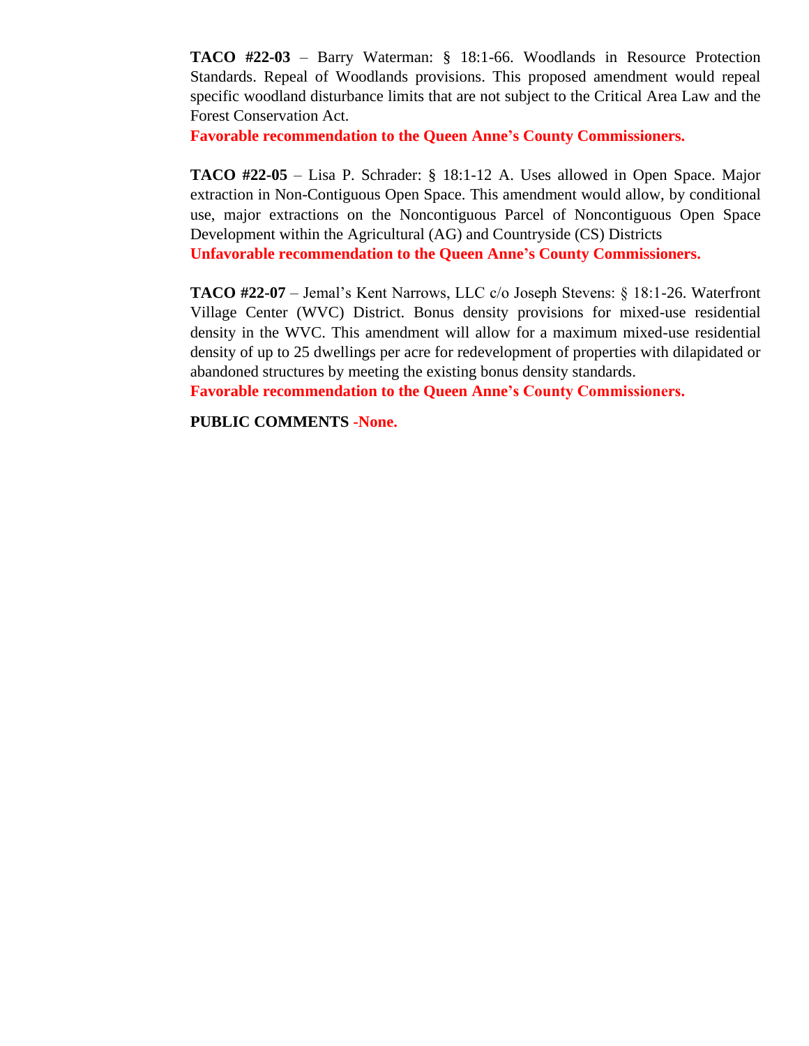**TACO #22-03** – Barry Waterman: § 18:1-66. Woodlands in Resource Protection Standards. Repeal of Woodlands provisions. This proposed amendment would repeal specific woodland disturbance limits that are not subject to the Critical Area Law and the Forest Conservation Act.

**Favorable recommendation to the Queen Anne's County Commissioners.**

**TACO #22-05** – Lisa P. Schrader: § 18:1-12 A. Uses allowed in Open Space. Major extraction in Non-Contiguous Open Space. This amendment would allow, by conditional use, major extractions on the Noncontiguous Parcel of Noncontiguous Open Space Development within the Agricultural (AG) and Countryside (CS) Districts

**Unfavorable recommendation to the Queen Anne's County Commissioners.**

**TACO #22-07** – Jemal's Kent Narrows, LLC c/o Joseph Stevens: § 18:1-26. Waterfront Village Center (WVC) District. Bonus density provisions for mixed-use residential density in the WVC. This amendment will allow for a maximum mixed-use residential density of up to 25 dwellings per acre for redevelopment of properties with dilapidated or abandoned structures by meeting the existing bonus density standards.

**Favorable recommendation to the Queen Anne's County Commissioners.**

**PUBLIC COMMENTS -None.**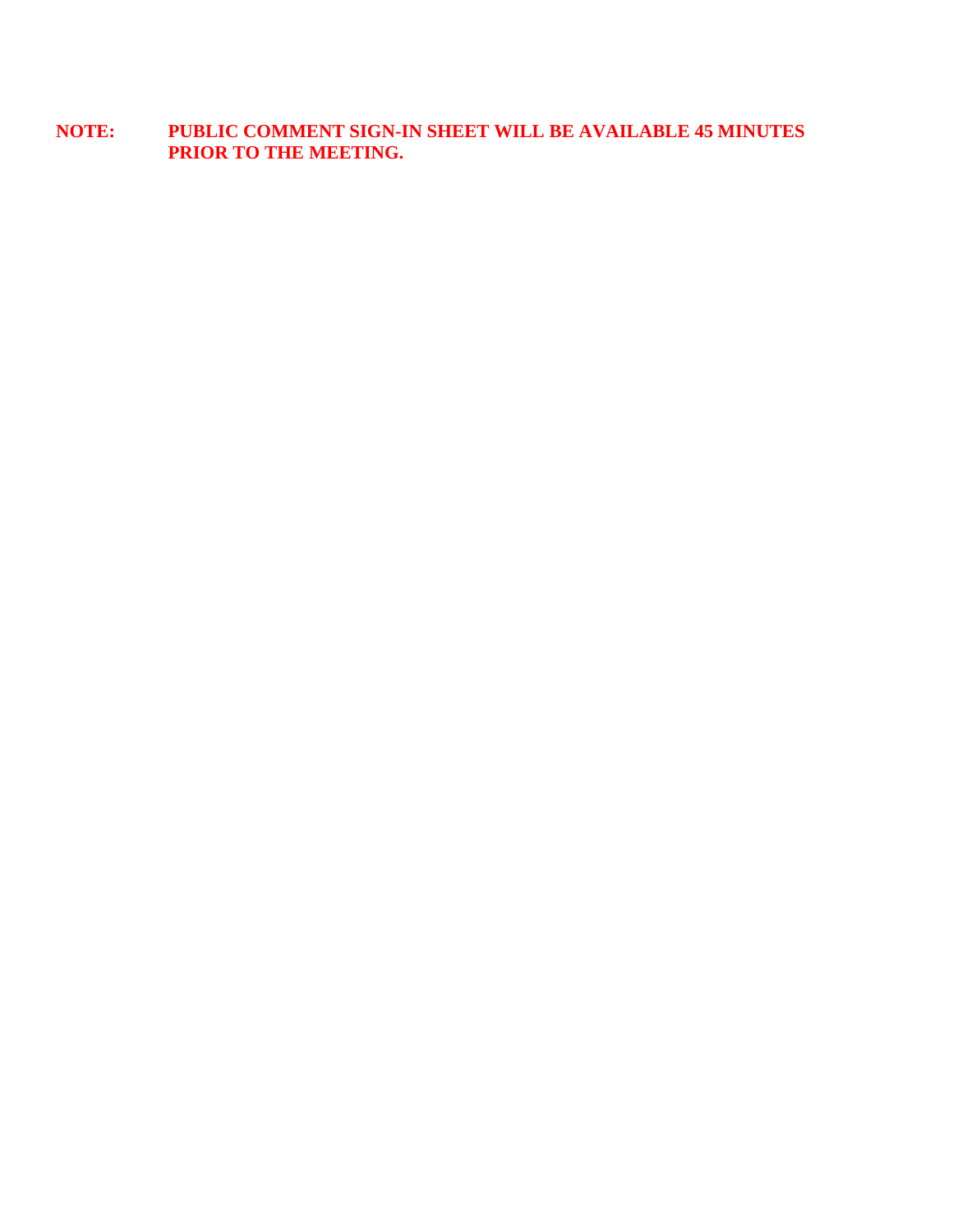**NOTE: PUBLIC COMMENT SIGN-IN SHEET WILL BE AVAILABLE 45 MINUTES PRIOR TO THE MEETING.**